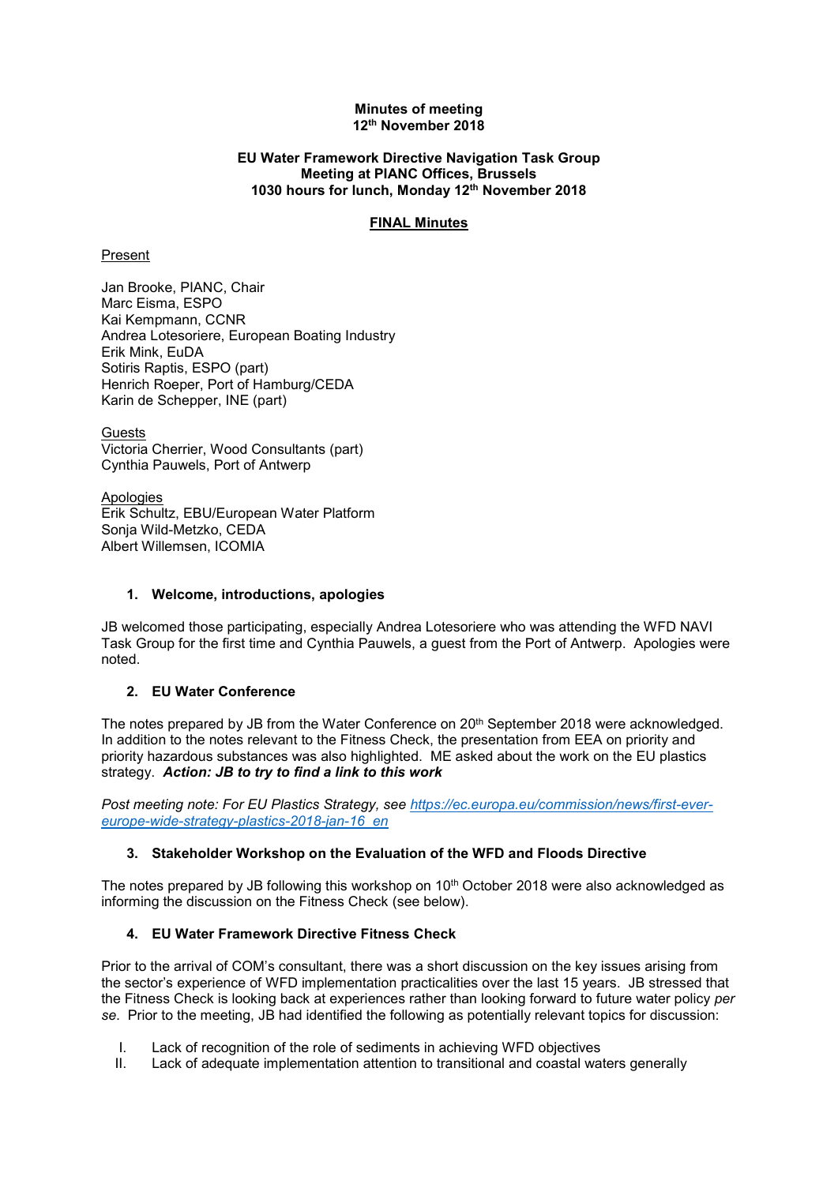**Minutes of meeting**
**12th November 2018**

**EU Water Framework Directive Navigation Task Group**
**Meeting at PIANC Offices, Brussels**
**1030 hours for lunch, Monday 12th November 2018**

**FINAL Minutes**

Present

Jan Brooke, PIANC, Chair
Marc Eisma, ESPO
Kai Kempmann, CCNR
Andrea Lotesoriere, European Boating Industry
Erik Mink, EuDA
Sotiris Raptis, ESPO (part)
Henrich Roeper, Port of Hamburg/CEDA
Karin de Schepper, INE (part)

Guests
Victoria Cherrier, Wood Consultants (part)
Cynthia Pauwels, Port of Antwerp

Apologies
Erik Schultz, EBU/European Water Platform
Sonja Wild-Metzko, CEDA
Albert Willemsen, ICOMIA

1. **Welcome, introductions, apologies**

JB welcomed those participating, especially Andrea Lotesoriere who was attending the WFD NAVI Task Group for the first time and Cynthia Pauwels, a guest from the Port of Antwerp. Apologies were noted.

2. **EU Water Conference**

The notes prepared by JB from the Water Conference on 20th September 2018 were acknowledged. In addition to the notes relevant to the Fitness Check, the presentation from EEA on priority and priority hazardous substances was also highlighted. ME asked about the work on the EU plastics strategy. ***Action: JB to try to find a link to this work***

*Post meeting note: For EU Plastics Strategy, see [https://ec.europa.eu/commission/news/first-ever-europe-wide-strategy-plastics-2018-jan-16_en](https://ec.europa.eu/commission/news/first-ever-europe-wide-strategy-plastics-2018-jan-16_en)*

3. **Stakeholder Workshop on the Evaluation of the WFD and Floods Directive**

The notes prepared by JB following this workshop on 10th October 2018 were also acknowledged as informing the discussion on the Fitness Check (see below).

4. **EU Water Framework Directive Fitness Check**

Prior to the arrival of COM's consultant, there was a short discussion on the key issues arising from the sector's experience of WFD implementation practicalities over the last 15 years. JB stressed that the Fitness Check is looking back at experiences rather than looking forward to future water policy *per se*. Prior to the meeting, JB had identified the following as potentially relevant topics for discussion:

I. Lack of recognition of the role of sediments in achieving WFD objectives
II. Lack of adequate implementation attention to transitional and coastal waters generally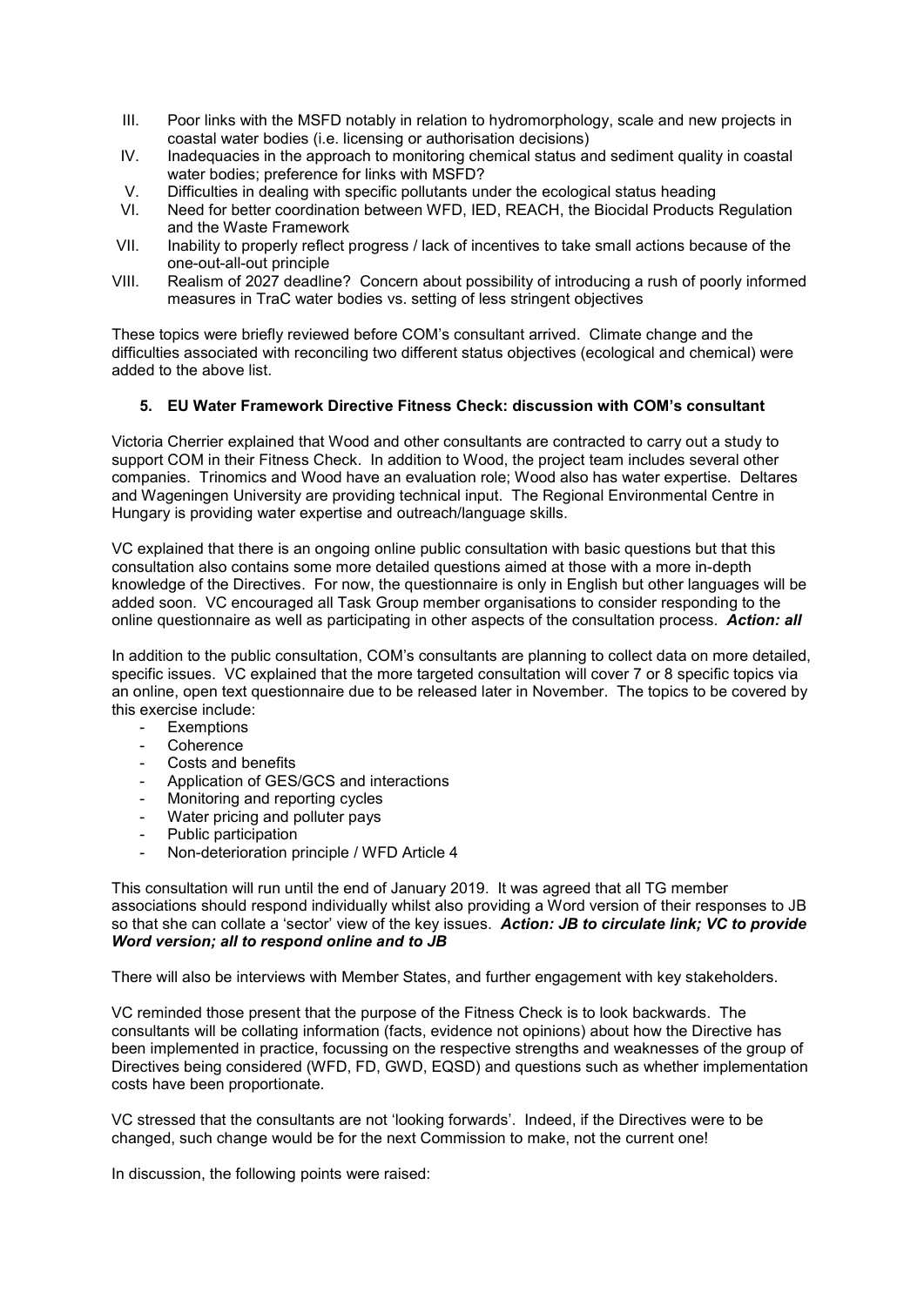III. Poor links with the MSFD notably in relation to hydromorphology, scale and new projects in coastal water bodies (i.e. licensing or authorisation decisions)
IV. Inadequacies in the approach to monitoring chemical status and sediment quality in coastal water bodies; preference for links with MSFD?
V. Difficulties in dealing with specific pollutants under the ecological status heading
VI. Need for better coordination between WFD, IED, REACH, the Biocidal Products Regulation and the Waste Framework
VII. Inability to properly reflect progress / lack of incentives to take small actions because of the one-out-all-out principle
VIII. Realism of 2027 deadline? Concern about possibility of introducing a rush of poorly informed measures in TraC water bodies vs. setting of less stringent objectives

These topics were briefly reviewed before COM's consultant arrived. Climate change and the difficulties associated with reconciling two different status objectives (ecological and chemical) were added to the above list.

## 5. EU Water Framework Directive Fitness Check: discussion with COM's consultant

Victoria Cherrier explained that Wood and other consultants are contracted to carry out a study to support COM in their Fitness Check. In addition to Wood, the project team includes several other companies. Trinomics and Wood have an evaluation role; Wood also has water expertise. Deltares and Wageningen University are providing technical input. The Regional Environmental Centre in Hungary is providing water expertise and outreach/language skills.

VC explained that there is an ongoing online public consultation with basic questions but that this consultation also contains some more detailed questions aimed at those with a more in-depth knowledge of the Directives. For now, the questionnaire is only in English but other languages will be added soon. VC encouraged all Task Group member organisations to consider responding to the online questionnaire as well as participating in other aspects of the consultation process. ***Action: all***

In addition to the public consultation, COM's consultants are planning to collect data on more detailed, specific issues. VC explained that the more targeted consultation will cover 7 or 8 specific topics via an online, open text questionnaire due to be released later in November. The topics to be covered by this exercise include:

- Exemptions
- Coherence
- Costs and benefits
- Application of GES/GCS and interactions
- Monitoring and reporting cycles
- Water pricing and polluter pays
- Public participation
- Non-deterioration principle / WFD Article 4

This consultation will run until the end of January 2019. It was agreed that all TG member associations should respond individually whilst also providing a Word version of their responses to JB so that she can collate a 'sector' view of the key issues. ***Action: JB to circulate link; VC to provide Word version; all to respond online and to JB***

There will also be interviews with Member States, and further engagement with key stakeholders.

VC reminded those present that the purpose of the Fitness Check is to look backwards. The consultants will be collating information (facts, evidence not opinions) about how the Directive has been implemented in practice, focussing on the respective strengths and weaknesses of the group of Directives being considered (WFD, FD, GWD, EQSD) and questions such as whether implementation costs have been proportionate.

VC stressed that the consultants are not 'looking forwards'. Indeed, if the Directives were to be changed, such change would be for the next Commission to make, not the current one!

In discussion, the following points were raised: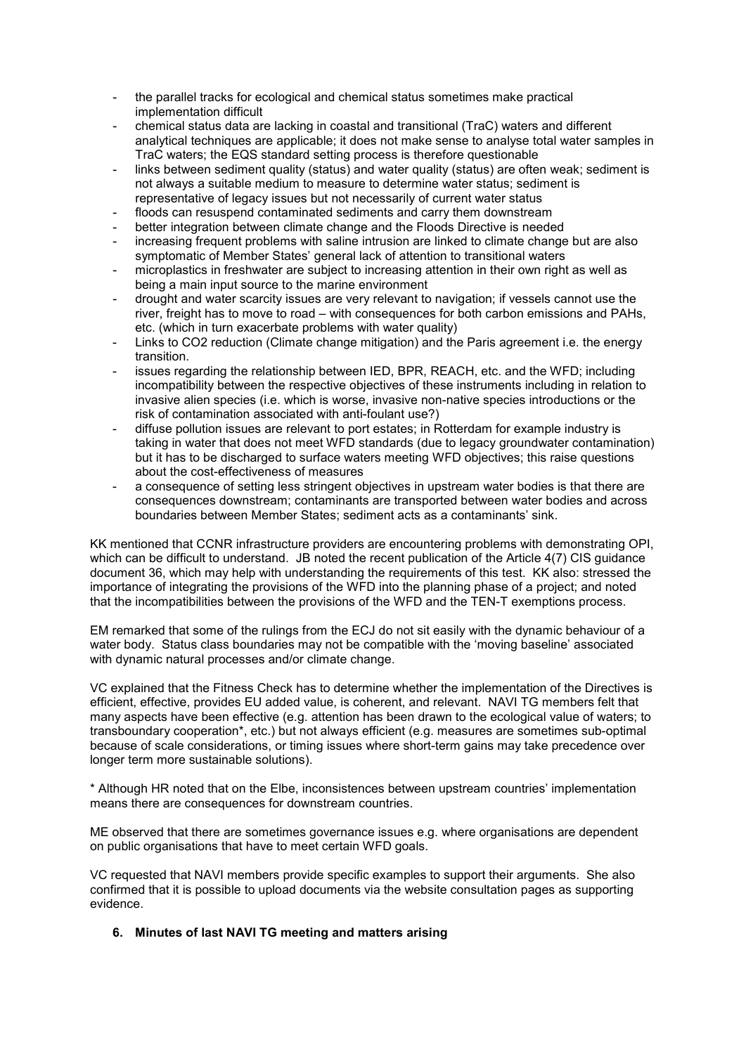- the parallel tracks for ecological and chemical status sometimes make practical implementation difficult
- chemical status data are lacking in coastal and transitional (TraC) waters and different analytical techniques are applicable; it does not make sense to analyse total water samples in TraC waters; the EQS standard setting process is therefore questionable
- links between sediment quality (status) and water quality (status) are often weak; sediment is not always a suitable medium to measure to determine water status; sediment is representative of legacy issues but not necessarily of current water status
- floods can resuspend contaminated sediments and carry them downstream
- better integration between climate change and the Floods Directive is needed
- increasing frequent problems with saline intrusion are linked to climate change but are also symptomatic of Member States' general lack of attention to transitional waters
- microplastics in freshwater are subject to increasing attention in their own right as well as being a main input source to the marine environment
- drought and water scarcity issues are very relevant to navigation; if vessels cannot use the river, freight has to move to road – with consequences for both carbon emissions and PAHs, etc. (which in turn exacerbate problems with water quality)
- Links to CO2 reduction (Climate change mitigation) and the Paris agreement i.e. the energy transition.
- issues regarding the relationship between IED, BPR, REACH, etc. and the WFD; including incompatibility between the respective objectives of these instruments including in relation to invasive alien species (i.e. which is worse, invasive non-native species introductions or the risk of contamination associated with anti-foulant use?)
- diffuse pollution issues are relevant to port estates; in Rotterdam for example industry is taking in water that does not meet WFD standards (due to legacy groundwater contamination) but it has to be discharged to surface waters meeting WFD objectives; this raise questions about the cost-effectiveness of measures
- a consequence of setting less stringent objectives in upstream water bodies is that there are consequences downstream; contaminants are transported between water bodies and across boundaries between Member States; sediment acts as a contaminants' sink.

KK mentioned that CCNR infrastructure providers are encountering problems with demonstrating OPI, which can be difficult to understand. JB noted the recent publication of the Article 4(7) CIS guidance document 36, which may help with understanding the requirements of this test. KK also: stressed the importance of integrating the provisions of the WFD into the planning phase of a project; and noted that the incompatibilities between the provisions of the WFD and the TEN-T exemptions process.

EM remarked that some of the rulings from the ECJ do not sit easily with the dynamic behaviour of a water body. Status class boundaries may not be compatible with the 'moving baseline' associated with dynamic natural processes and/or climate change.

VC explained that the Fitness Check has to determine whether the implementation of the Directives is efficient, effective, provides EU added value, is coherent, and relevant. NAVI TG members felt that many aspects have been effective (e.g. attention has been drawn to the ecological value of waters; to transboundary cooperation*, etc.) but not always efficient (e.g. measures are sometimes sub-optimal because of scale considerations, or timing issues where short-term gains may take precedence over longer term more sustainable solutions).

* Although HR noted that on the Elbe, inconsistences between upstream countries' implementation means there are consequences for downstream countries.

ME observed that there are sometimes governance issues e.g. where organisations are dependent on public organisations that have to meet certain WFD goals.

VC requested that NAVI members provide specific examples to support their arguments. She also confirmed that it is possible to upload documents via the website consultation pages as supporting evidence.

## 6. Minutes of last NAVI TG meeting and matters arising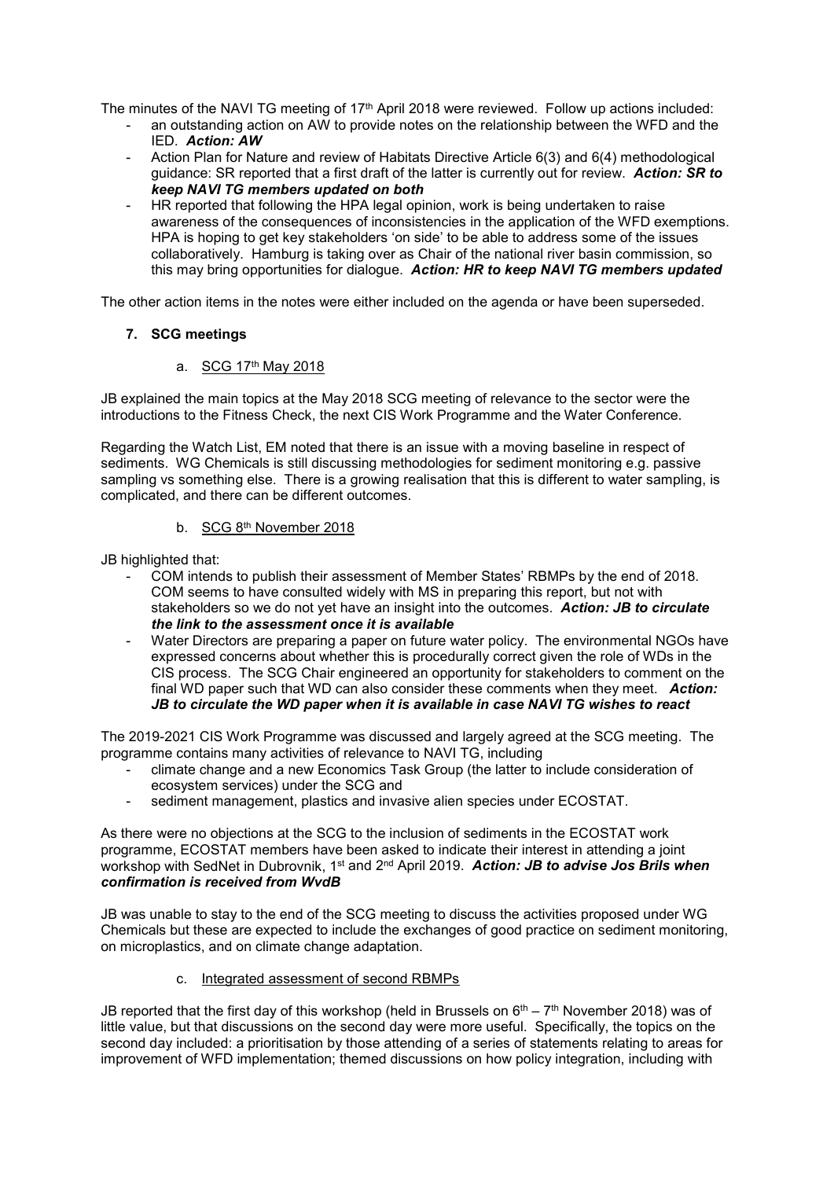The minutes of the NAVI TG meeting of 17th April 2018 were reviewed. Follow up actions included:

- an outstanding action on AW to provide notes on the relationship between the WFD and the IED. ***Action: AW***
- Action Plan for Nature and review of Habitats Directive Article 6(3) and 6(4) methodological guidance: SR reported that a first draft of the latter is currently out for review. ***Action: SR to keep NAVI TG members updated on both***
- HR reported that following the HPA legal opinion, work is being undertaken to raise awareness of the consequences of inconsistencies in the application of the WFD exemptions. HPA is hoping to get key stakeholders 'on side' to be able to address some of the issues collaboratively. Hamburg is taking over as Chair of the national river basin commission, so this may bring opportunities for dialogue. ***Action: HR to keep NAVI TG members updated***

The other action items in the notes were either included on the agenda or have been superseded.

## 7. SCG meetings

### a. SCG 17th May 2018

JB explained the main topics at the May 2018 SCG meeting of relevance to the sector were the introductions to the Fitness Check, the next CIS Work Programme and the Water Conference.

Regarding the Watch List, EM noted that there is an issue with a moving baseline in respect of sediments. WG Chemicals is still discussing methodologies for sediment monitoring e.g. passive sampling vs something else. There is a growing realisation that this is different to water sampling, is complicated, and there can be different outcomes.

### b. SCG 8th November 2018

JB highlighted that:

- COM intends to publish their assessment of Member States' RBMPs by the end of 2018. COM seems to have consulted widely with MS in preparing this report, but not with stakeholders so we do not yet have an insight into the outcomes. ***Action: JB to circulate the link to the assessment once it is available***
- Water Directors are preparing a paper on future water policy. The environmental NGOs have expressed concerns about whether this is procedurally correct given the role of WDs in the CIS process. The SCG Chair engineered an opportunity for stakeholders to comment on the final WD paper such that WD can also consider these comments when they meet. ***Action: JB to circulate the WD paper when it is available in case NAVI TG wishes to react***

The 2019-2021 CIS Work Programme was discussed and largely agreed at the SCG meeting. The programme contains many activities of relevance to NAVI TG, including

- climate change and a new Economics Task Group (the latter to include consideration of ecosystem services) under the SCG and
- sediment management, plastics and invasive alien species under ECOSTAT.

As there were no objections at the SCG to the inclusion of sediments in the ECOSTAT work programme, ECOSTAT members have been asked to indicate their interest in attending a joint workshop with SedNet in Dubrovnik, 1st and 2nd April 2019. ***Action: JB to advise Jos Brils when confirmation is received from WvdB***

JB was unable to stay to the end of the SCG meeting to discuss the activities proposed under WG Chemicals but these are expected to include the exchanges of good practice on sediment monitoring, on microplastics, and on climate change adaptation.

### c. Integrated assessment of second RBMPs

JB reported that the first day of this workshop (held in Brussels on 6th – 7th November 2018) was of little value, but that discussions on the second day were more useful. Specifically, the topics on the second day included: a prioritisation by those attending of a series of statements relating to areas for improvement of WFD implementation; themed discussions on how policy integration, including with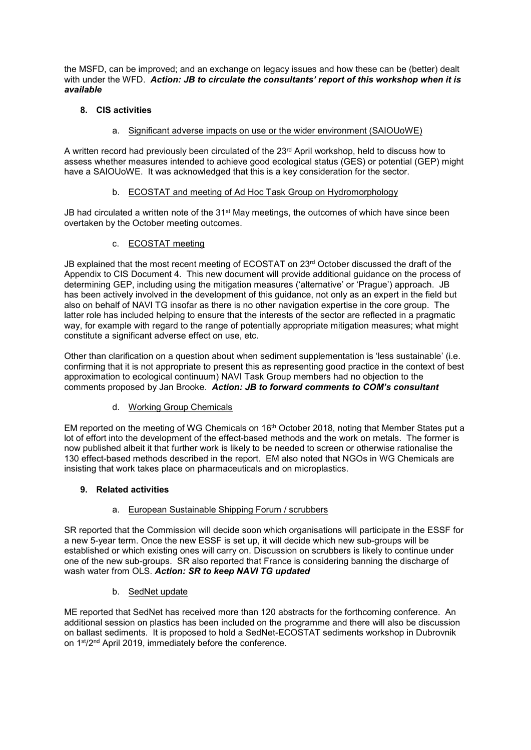the MSFD, can be improved; and an exchange on legacy issues and how these can be (better) dealt with under the WFD. ***Action: JB to circulate the consultants' report of this workshop when it is available***

## 8. CIS activities

### a. Significant adverse impacts on use or the wider environment (SAIOUoWE)

A written record had previously been circulated of the 23rd April workshop, held to discuss how to assess whether measures intended to achieve good ecological status (GES) or potential (GEP) might have a SAIOUoWE. It was acknowledged that this is a key consideration for the sector.

### b. ECOSTAT and meeting of Ad Hoc Task Group on Hydromorphology

JB had circulated a written note of the 31st May meetings, the outcomes of which have since been overtaken by the October meeting outcomes.

### c. ECOSTAT meeting

JB explained that the most recent meeting of ECOSTAT on 23rd October discussed the draft of the Appendix to CIS Document 4. This new document will provide additional guidance on the process of determining GEP, including using the mitigation measures ('alternative' or 'Prague') approach. JB has been actively involved in the development of this guidance, not only as an expert in the field but also on behalf of NAVI TG insofar as there is no other navigation expertise in the core group. The latter role has included helping to ensure that the interests of the sector are reflected in a pragmatic way, for example with regard to the range of potentially appropriate mitigation measures; what might constitute a significant adverse effect on use, etc.

Other than clarification on a question about when sediment supplementation is 'less sustainable' (i.e. confirming that it is not appropriate to present this as representing good practice in the context of best approximation to ecological continuum) NAVI Task Group members had no objection to the comments proposed by Jan Brooke. ***Action: JB to forward comments to COM's consultant***

### d. Working Group Chemicals

EM reported on the meeting of WG Chemicals on 16th October 2018, noting that Member States put a lot of effort into the development of the effect-based methods and the work on metals. The former is now published albeit it that further work is likely to be needed to screen or otherwise rationalise the 130 effect-based methods described in the report. EM also noted that NGOs in WG Chemicals are insisting that work takes place on pharmaceuticals and on microplastics.

## 9. Related activities

### a. European Sustainable Shipping Forum / scrubbers

SR reported that the Commission will decide soon which organisations will participate in the ESSF for a new 5-year term. Once the new ESSF is set up, it will decide which new sub-groups will be established or which existing ones will carry on. Discussion on scrubbers is likely to continue under one of the new sub-groups. SR also reported that France is considering banning the discharge of wash water from OLS. ***Action: SR to keep NAVI TG updated***

### b. SedNet update

ME reported that SedNet has received more than 120 abstracts for the forthcoming conference. An additional session on plastics has been included on the programme and there will also be discussion on ballast sediments. It is proposed to hold a SedNet-ECOSTAT sediments workshop in Dubrovnik on 1st/2nd April 2019, immediately before the conference.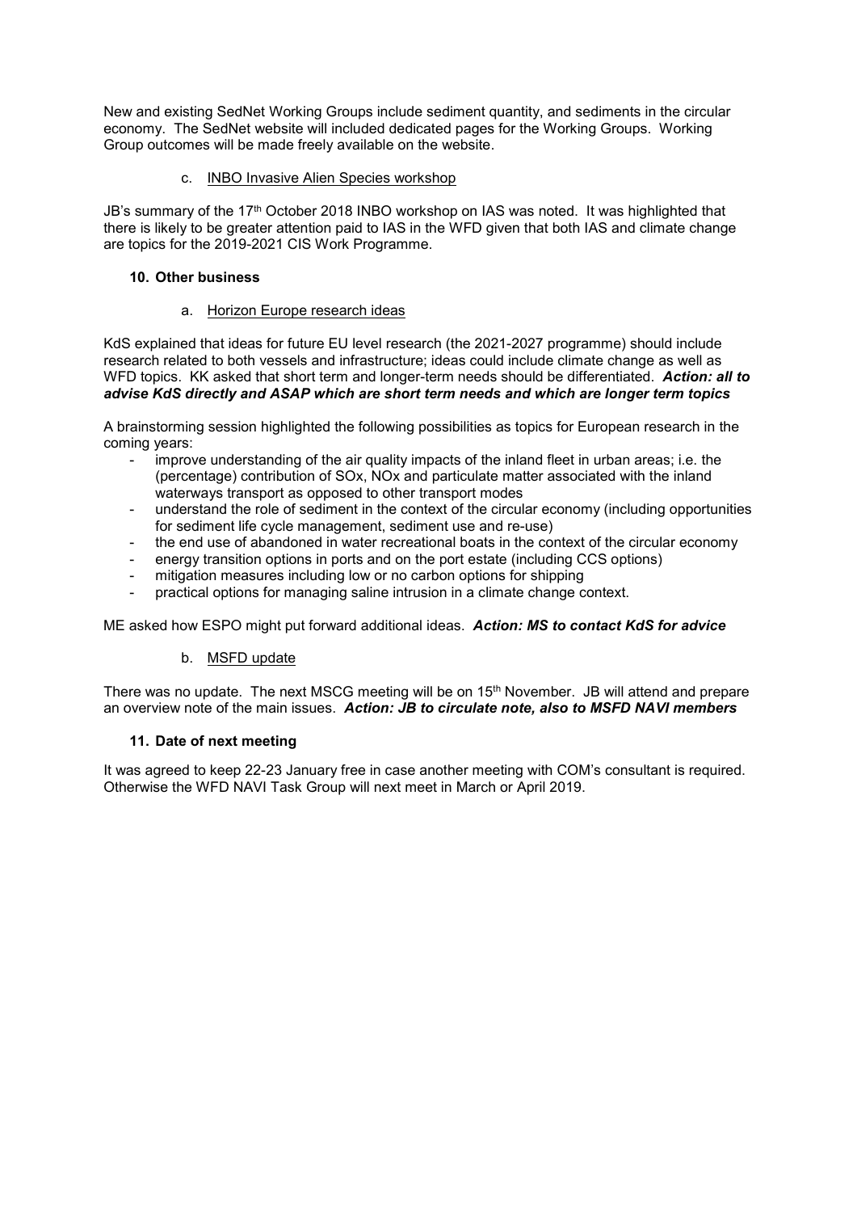New and existing SedNet Working Groups include sediment quantity, and sediments in the circular economy. The SedNet website will included dedicated pages for the Working Groups. Working Group outcomes will be made freely available on the website.

c. <u>INBO Invasive Alien Species workshop</u>

JB's summary of the 17th October 2018 INBO workshop on IAS was noted. It was highlighted that there is likely to be greater attention paid to IAS in the WFD given that both IAS and climate change are topics for the 2019-2021 CIS Work Programme.

### 10. Other business

a. <u>Horizon Europe research ideas</u>

KdS explained that ideas for future EU level research (the 2021-2027 programme) should include research related to both vessels and infrastructure; ideas could include climate change as well as WFD topics. KK asked that short term and longer-term needs should be differentiated. ***Action: all to advise KdS directly and ASAP which are short term needs and which are longer term topics***

A brainstorming session highlighted the following possibilities as topics for European research in the coming years:

- improve understanding of the air quality impacts of the inland fleet in urban areas; i.e. the (percentage) contribution of SOx, NOx and particulate matter associated with the inland waterways transport as opposed to other transport modes
- understand the role of sediment in the context of the circular economy (including opportunities for sediment life cycle management, sediment use and re-use)
- the end use of abandoned in water recreational boats in the context of the circular economy
- energy transition options in ports and on the port estate (including CCS options)
- mitigation measures including low or no carbon options for shipping
- practical options for managing saline intrusion in a climate change context.

ME asked how ESPO might put forward additional ideas. ***Action: MS to contact KdS for advice***

b. <u>MSFD update</u>

There was no update. The next MSCG meeting will be on 15th November. JB will attend and prepare an overview note of the main issues. ***Action: JB to circulate note, also to MSFD NAVI members***

### 11. Date of next meeting

It was agreed to keep 22-23 January free in case another meeting with COM's consultant is required. Otherwise the WFD NAVI Task Group will next meet in March or April 2019.